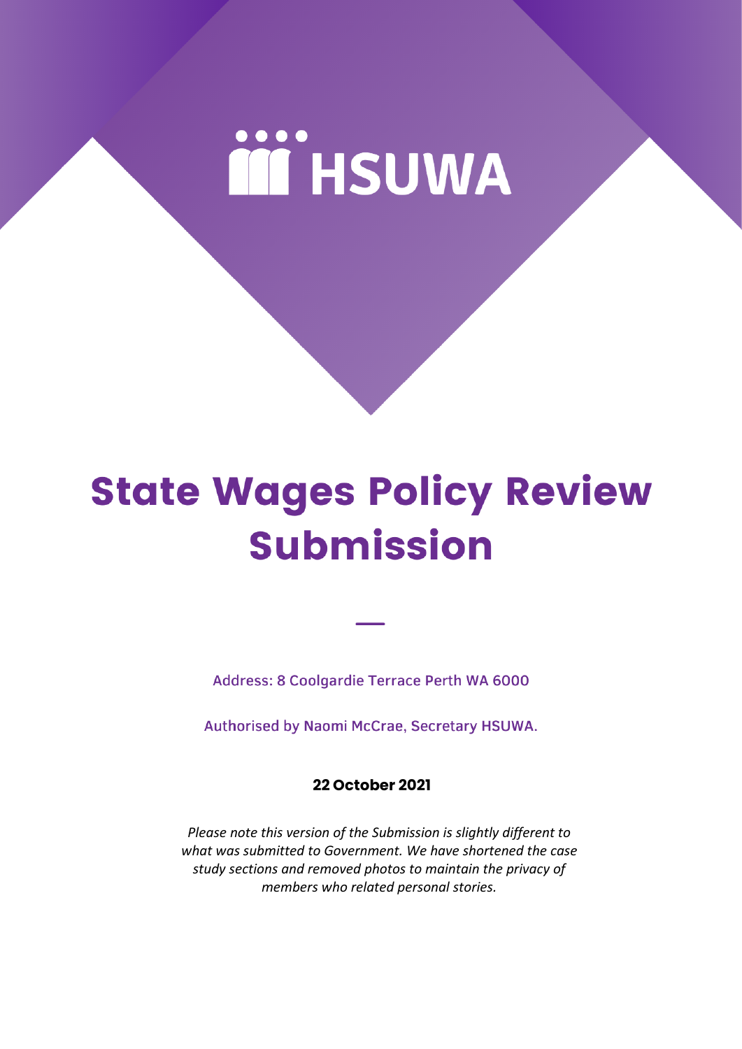HSUWA

# State Wages Policy Review Submission

—

Address: 8 Coolgardie Terrace Perth WA 6000

Authorised by Naomi McCrae, Secretary HSUWA.

**22 October 2021**

*Please note this version of the Submission is slightly different to what was submitted to Government. We have shortened the case study sections and removed photos to maintain the privacy of members who related personal stories.*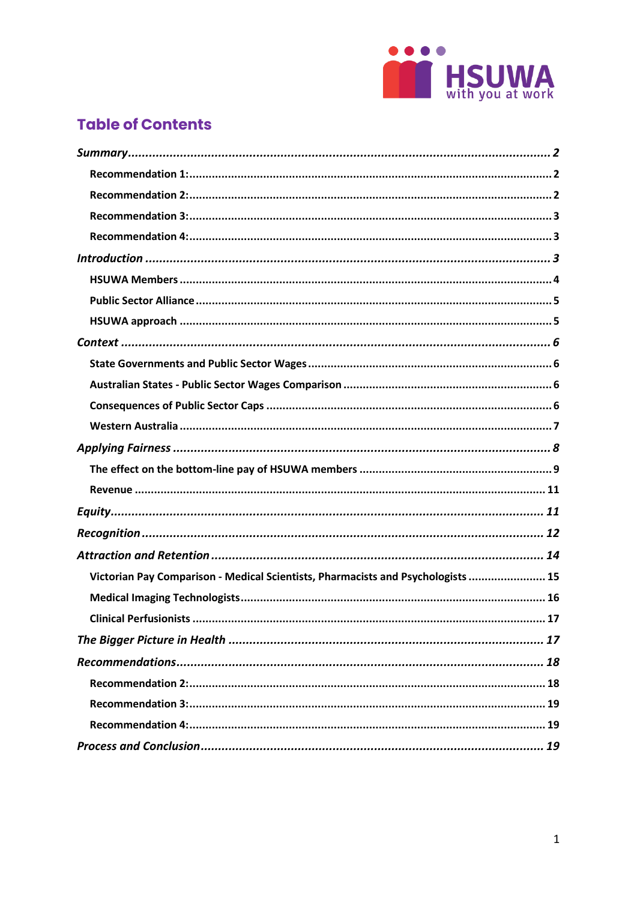## Table of Contents

*Summary* ..... 2
- Recommendation 1: ..... 2
- Recommendation 2: ..... 2
- Recommendation 3: ..... 3
- Recommendation 4: ..... 3

*Introduction* ..... 3
- HSUWA Members ..... 4
- Public Sector Alliance ..... 5
- HSUWA approach ..... 5

*Context* ..... 6
- State Governments and Public Sector Wages ..... 6
- Australian States - Public Sector Wages Comparison ..... 6
- Consequences of Public Sector Caps ..... 6
- Western Australia ..... 7

*Applying Fairness* ..... 8
- The effect on the bottom-line pay of HSUWA members ..... 9
- Revenue ..... 11

*Equity* ..... 11

*Recognition* ..... 12

*Attraction and Retention* ..... 14
- Victorian Pay Comparison - Medical Scientists, Pharmacists and Psychologists ..... 15
- Medical Imaging Technologists ..... 16
- Clinical Perfusionists ..... 17

*The Bigger Picture in Health* ..... 17

*Recommendations* ..... 18
- Recommendation 2: ..... 18
- Recommendation 3: ..... 19
- Recommendation 4: ..... 19

*Process and Conclusion* ..... 19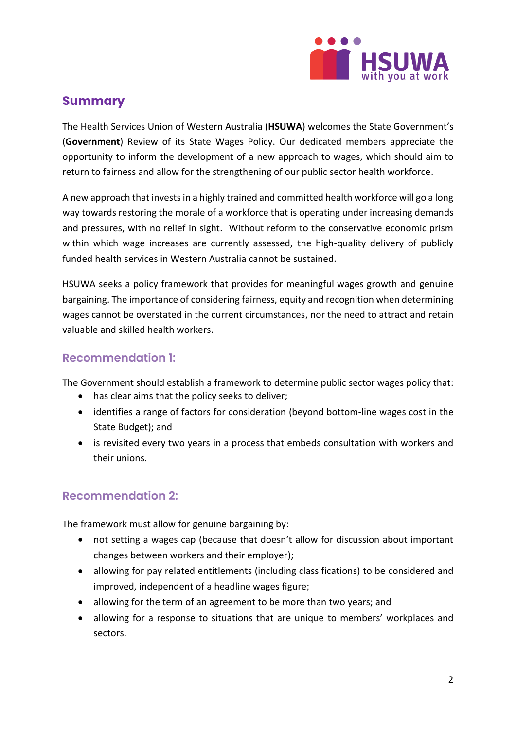## Summary

The Health Services Union of Western Australia (**HSUWA**) welcomes the State Government's (**Government**) Review of its State Wages Policy. Our dedicated members appreciate the opportunity to inform the development of a new approach to wages, which should aim to return to fairness and allow for the strengthening of our public sector health workforce.

A new approach that invests in a highly trained and committed health workforce will go a long way towards restoring the morale of a workforce that is operating under increasing demands and pressures, with no relief in sight. Without reform to the conservative economic prism within which wage increases are currently assessed, the high-quality delivery of publicly funded health services in Western Australia cannot be sustained.

HSUWA seeks a policy framework that provides for meaningful wages growth and genuine bargaining. The importance of considering fairness, equity and recognition when determining wages cannot be overstated in the current circumstances, nor the need to attract and retain valuable and skilled health workers.

### Recommendation 1:

The Government should establish a framework to determine public sector wages policy that:

- has clear aims that the policy seeks to deliver;
- identifies a range of factors for consideration (beyond bottom-line wages cost in the State Budget); and
- is revisited every two years in a process that embeds consultation with workers and their unions.

### Recommendation 2:

The framework must allow for genuine bargaining by:

- not setting a wages cap (because that doesn't allow for discussion about important changes between workers and their employer);
- allowing for pay related entitlements (including classifications) to be considered and improved, independent of a headline wages figure;
- allowing for the term of an agreement to be more than two years; and
- allowing for a response to situations that are unique to members' workplaces and sectors.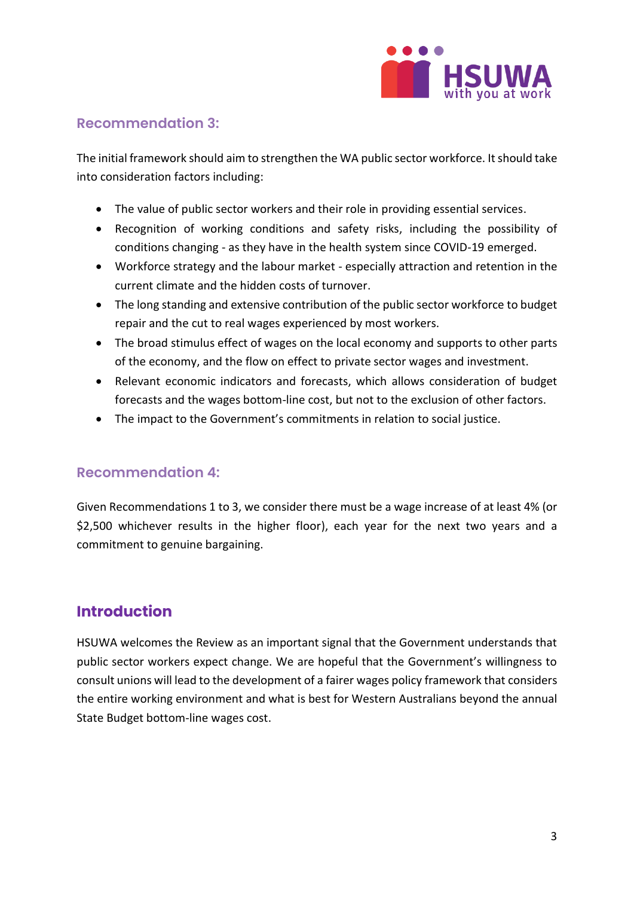## Recommendation 3:

The initial framework should aim to strengthen the WA public sector workforce. It should take into consideration factors including:

- The value of public sector workers and their role in providing essential services.
- Recognition of working conditions and safety risks, including the possibility of conditions changing - as they have in the health system since COVID-19 emerged.
- Workforce strategy and the labour market - especially attraction and retention in the current climate and the hidden costs of turnover.
- The long standing and extensive contribution of the public sector workforce to budget repair and the cut to real wages experienced by most workers.
- The broad stimulus effect of wages on the local economy and supports to other parts of the economy, and the flow on effect to private sector wages and investment.
- Relevant economic indicators and forecasts, which allows consideration of budget forecasts and the wages bottom-line cost, but not to the exclusion of other factors.
- The impact to the Government's commitments in relation to social justice.

## Recommendation 4:

Given Recommendations 1 to 3, we consider there must be a wage increase of at least 4% (or $2,500 whichever results in the higher floor), each year for the next two years and a commitment to genuine bargaining.

# Introduction

HSUWA welcomes the Review as an important signal that the Government understands that public sector workers expect change. We are hopeful that the Government's willingness to consult unions will lead to the development of a fairer wages policy framework that considers the entire working environment and what is best for Western Australians beyond the annual State Budget bottom-line wages cost.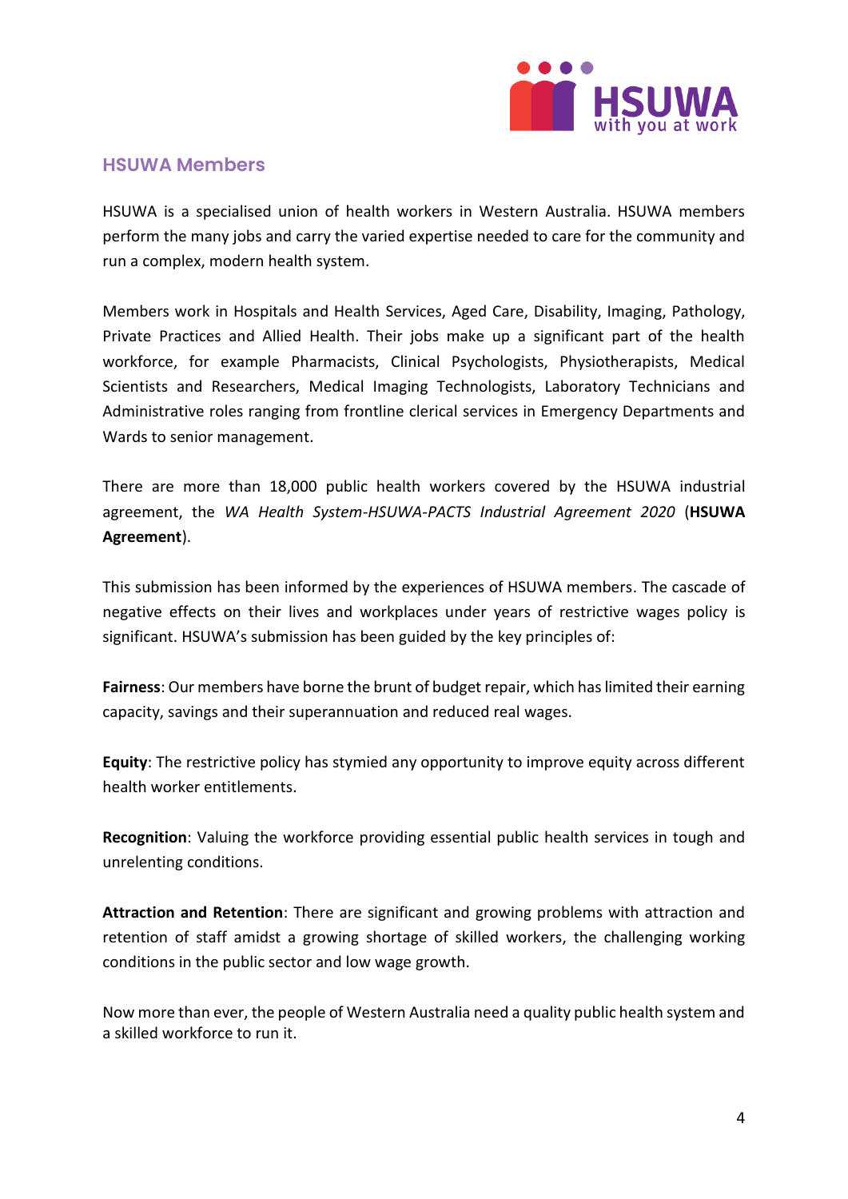## HSUWA Members

HSUWA is a specialised union of health workers in Western Australia. HSUWA members perform the many jobs and carry the varied expertise needed to care for the community and run a complex, modern health system.

Members work in Hospitals and Health Services, Aged Care, Disability, Imaging, Pathology, Private Practices and Allied Health. Their jobs make up a significant part of the health workforce, for example Pharmacists, Clinical Psychologists, Physiotherapists, Medical Scientists and Researchers, Medical Imaging Technologists, Laboratory Technicians and Administrative roles ranging from frontline clerical services in Emergency Departments and Wards to senior management.

There are more than 18,000 public health workers covered by the HSUWA industrial agreement, the *WA Health System-HSUWA-PACTS Industrial Agreement 2020* (**HSUWA Agreement**).

This submission has been informed by the experiences of HSUWA members. The cascade of negative effects on their lives and workplaces under years of restrictive wages policy is significant. HSUWA's submission has been guided by the key principles of:

**Fairness**: Our members have borne the brunt of budget repair, which has limited their earning capacity, savings and their superannuation and reduced real wages.

**Equity**: The restrictive policy has stymied any opportunity to improve equity across different health worker entitlements.

**Recognition**: Valuing the workforce providing essential public health services in tough and unrelenting conditions.

**Attraction and Retention**: There are significant and growing problems with attraction and retention of staff amidst a growing shortage of skilled workers, the challenging working conditions in the public sector and low wage growth.

Now more than ever, the people of Western Australia need a quality public health system and a skilled workforce to run it.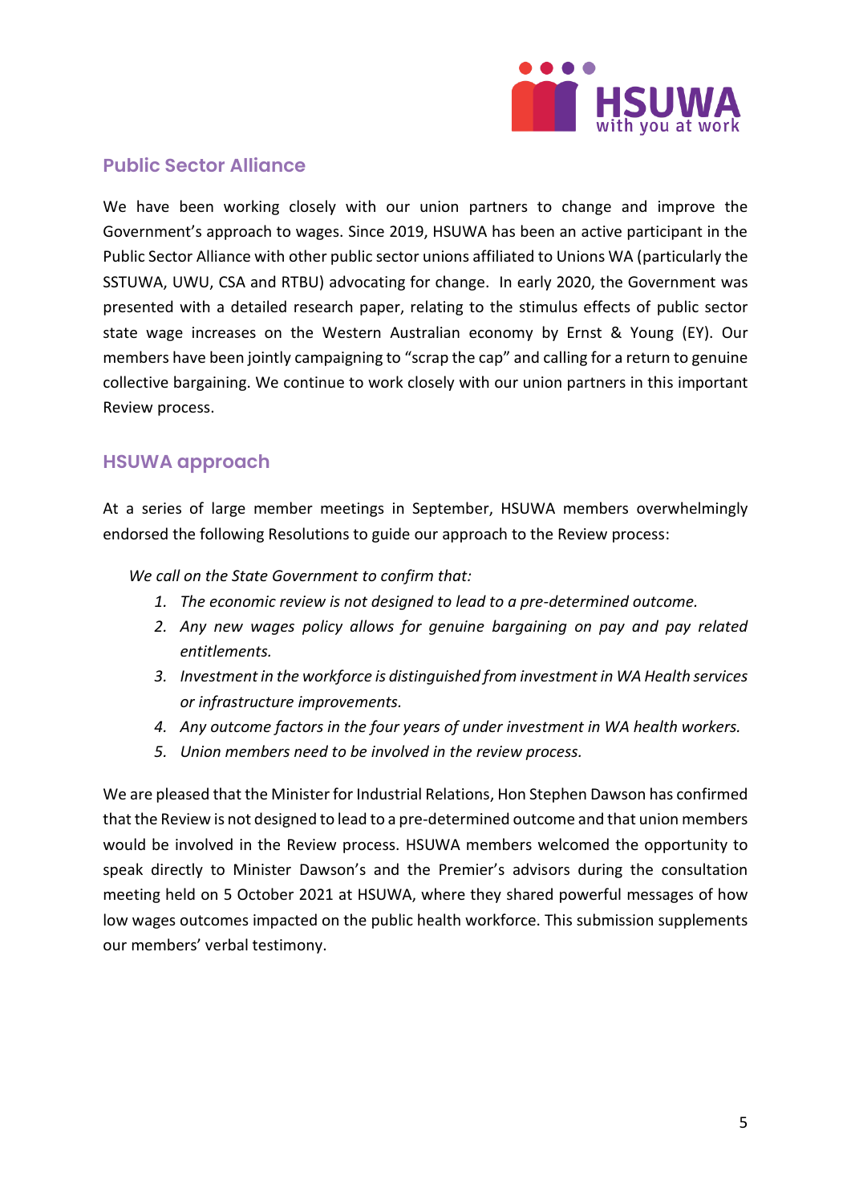## Public Sector Alliance

We have been working closely with our union partners to change and improve the Government's approach to wages. Since 2019, HSUWA has been an active participant in the Public Sector Alliance with other public sector unions affiliated to Unions WA (particularly the SSTUWA, UWU, CSA and RTBU) advocating for change. In early 2020, the Government was presented with a detailed research paper, relating to the stimulus effects of public sector state wage increases on the Western Australian economy by Ernst & Young (EY). Our members have been jointly campaigning to "scrap the cap" and calling for a return to genuine collective bargaining. We continue to work closely with our union partners in this important Review process.

## HSUWA approach

At a series of large member meetings in September, HSUWA members overwhelmingly endorsed the following Resolutions to guide our approach to the Review process:

*We call on the State Government to confirm that:*

1. *The economic review is not designed to lead to a pre-determined outcome.*
2. *Any new wages policy allows for genuine bargaining on pay and pay related entitlements.*
3. *Investment in the workforce is distinguished from investment in WA Health services or infrastructure improvements.*
4. *Any outcome factors in the four years of under investment in WA health workers.*
5. *Union members need to be involved in the review process.*

We are pleased that the Minister for Industrial Relations, Hon Stephen Dawson has confirmed that the Review is not designed to lead to a pre-determined outcome and that union members would be involved in the Review process. HSUWA members welcomed the opportunity to speak directly to Minister Dawson's and the Premier's advisors during the consultation meeting held on 5 October 2021 at HSUWA, where they shared powerful messages of how low wages outcomes impacted on the public health workforce. This submission supplements our members' verbal testimony.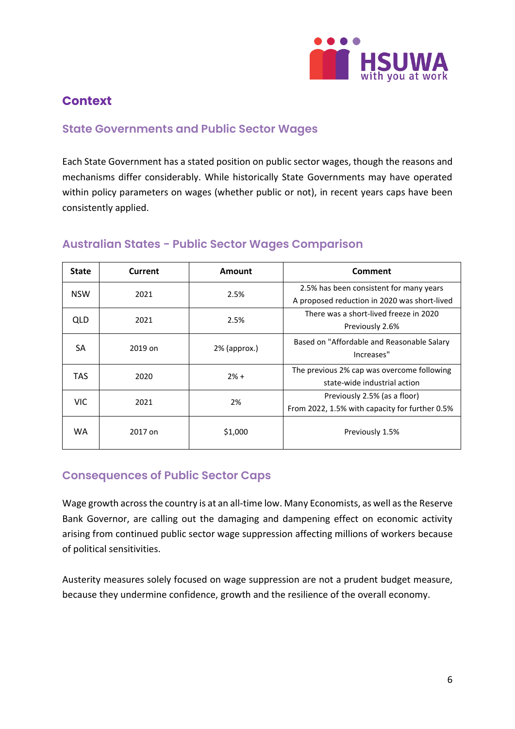## Context

### State Governments and Public Sector Wages

Each State Government has a stated position on public sector wages, though the reasons and mechanisms differ considerably. While historically State Governments may have operated within policy parameters on wages (whether public or not), in recent years caps have been consistently applied.

### Australian States - Public Sector Wages Comparison

| State | Current | Amount | Comment |
|---|---|---|---|
| NSW | 2021 | 2.5% | 2.5% has been consistent for many years<br>A proposed reduction in 2020 was short-lived |
| QLD | 2021 | 2.5% | There was a short-lived freeze in 2020<br>Previously 2.6% |
| SA | 2019 on | 2% (approx.) | Based on "Affordable and Reasonable Salary Increases" |
| TAS | 2020 | 2% + | The previous 2% cap was overcome following state-wide industrial action |
| VIC | 2021 | 2% | Previously 2.5% (as a floor)<br>From 2022, 1.5% with capacity for further 0.5% |
| WA | 2017 on | $1,000 | Previously 1.5% |

### Consequences of Public Sector Caps

Wage growth across the country is at an all-time low. Many Economists, as well as the Reserve Bank Governor, are calling out the damaging and dampening effect on economic activity arising from continued public sector wage suppression affecting millions of workers because of political sensitivities.

Austerity measures solely focused on wage suppression are not a prudent budget measure, because they undermine confidence, growth and the resilience of the overall economy.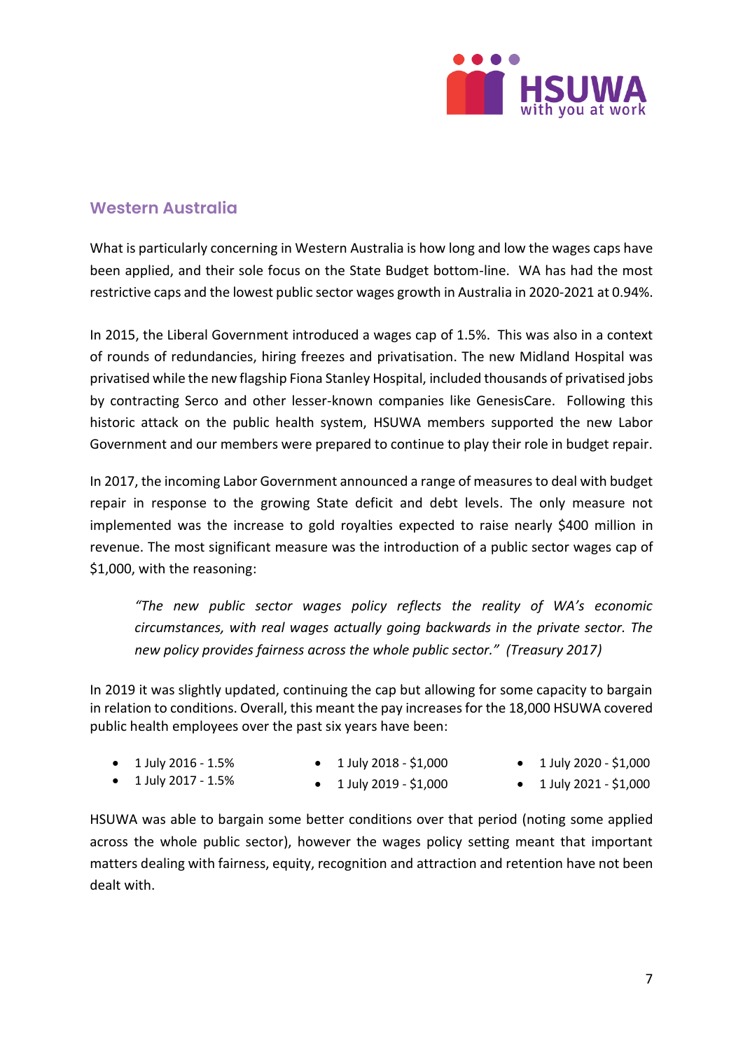## Western Australia

What is particularly concerning in Western Australia is how long and low the wages caps have been applied, and their sole focus on the State Budget bottom-line. WA has had the most restrictive caps and the lowest public sector wages growth in Australia in 2020-2021 at 0.94%.

In 2015, the Liberal Government introduced a wages cap of 1.5%. This was also in a context of rounds of redundancies, hiring freezes and privatisation. The new Midland Hospital was privatised while the new flagship Fiona Stanley Hospital, included thousands of privatised jobs by contracting Serco and other lesser-known companies like GenesisCare. Following this historic attack on the public health system, HSUWA members supported the new Labor Government and our members were prepared to continue to play their role in budget repair.

In 2017, the incoming Labor Government announced a range of measures to deal with budget repair in response to the growing State deficit and debt levels. The only measure not implemented was the increase to gold royalties expected to raise nearly $400 million in revenue. The most significant measure was the introduction of a public sector wages cap of $1,000, with the reasoning:

> *"The new public sector wages policy reflects the reality of WA's economic circumstances, with real wages actually going backwards in the private sector. The new policy provides fairness across the whole public sector." (Treasury 2017)*

In 2019 it was slightly updated, continuing the cap but allowing for some capacity to bargain in relation to conditions. Overall, this meant the pay increases for the 18,000 HSUWA covered public health employees over the past six years have been:

- 1 July 2016 - 1.5%
- 1 July 2017 - 1.5%
- 1 July 2018 - $1,000
- 1 July 2019 - $1,000
- 1 July 2020 - $1,000
- 1 July 2021 - $1,000

HSUWA was able to bargain some better conditions over that period (noting some applied across the whole public sector), however the wages policy setting meant that important matters dealing with fairness, equity, recognition and attraction and retention have not been dealt with.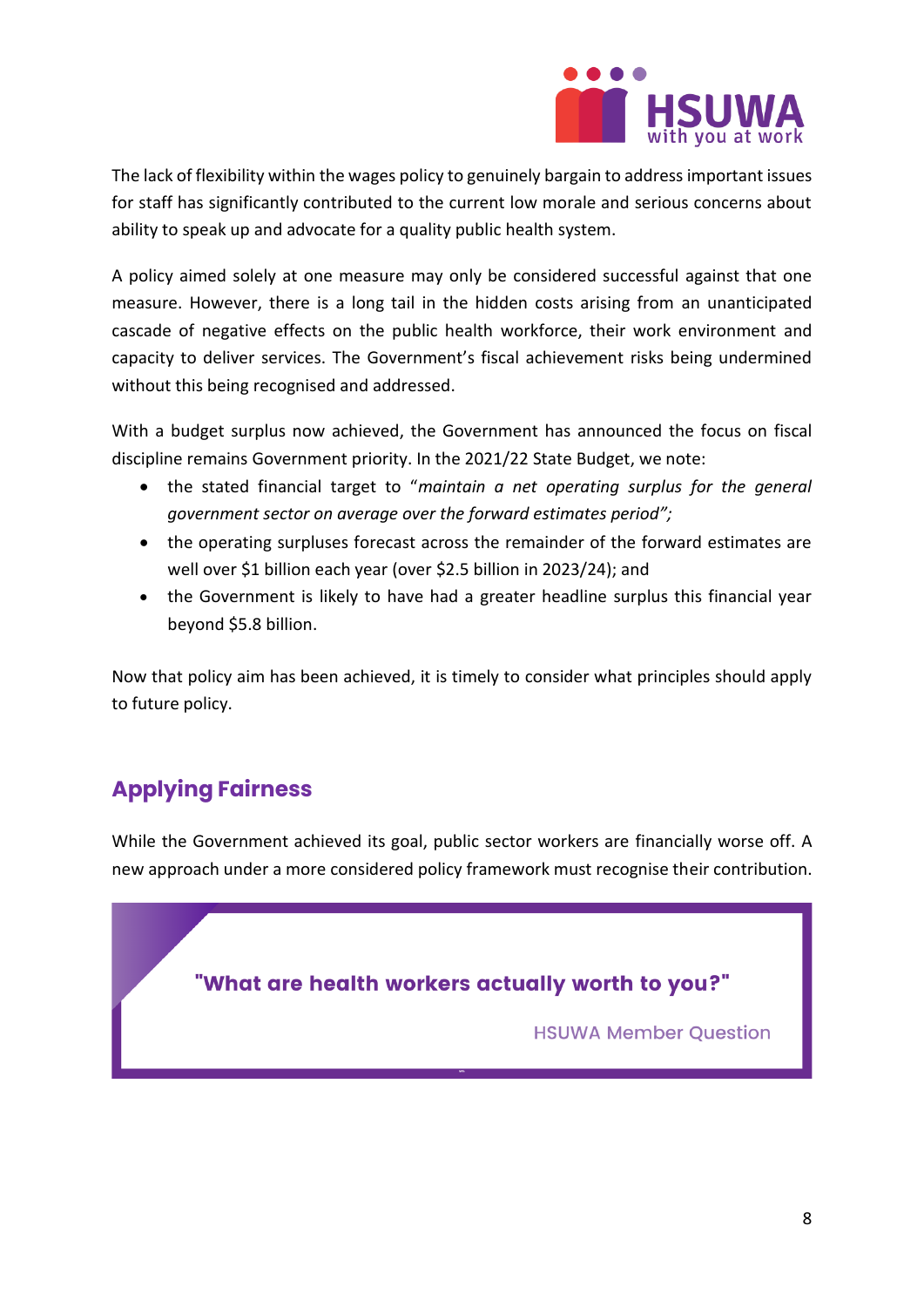The lack of flexibility within the wages policy to genuinely bargain to address important issues for staff has significantly contributed to the current low morale and serious concerns about ability to speak up and advocate for a quality public health system.

A policy aimed solely at one measure may only be considered successful against that one measure. However, there is a long tail in the hidden costs arising from an unanticipated cascade of negative effects on the public health workforce, their work environment and capacity to deliver services. The Government's fiscal achievement risks being undermined without this being recognised and addressed.

With a budget surplus now achieved, the Government has announced the focus on fiscal discipline remains Government priority. In the 2021/22 State Budget, we note:

- the stated financial target to "*maintain a net operating surplus for the general government sector on average over the forward estimates period";*
- the operating surpluses forecast across the remainder of the forward estimates are well over $1 billion each year (over $2.5 billion in 2023/24); and
- the Government is likely to have had a greater headline surplus this financial year beyond $5.8 billion.

Now that policy aim has been achieved, it is timely to consider what principles should apply to future policy.

## Applying Fairness

While the Government achieved its goal, public sector workers are financially worse off. A new approach under a more considered policy framework must recognise their contribution.

> **"What are health workers actually worth to you?"**
>
> HSUWA Member Question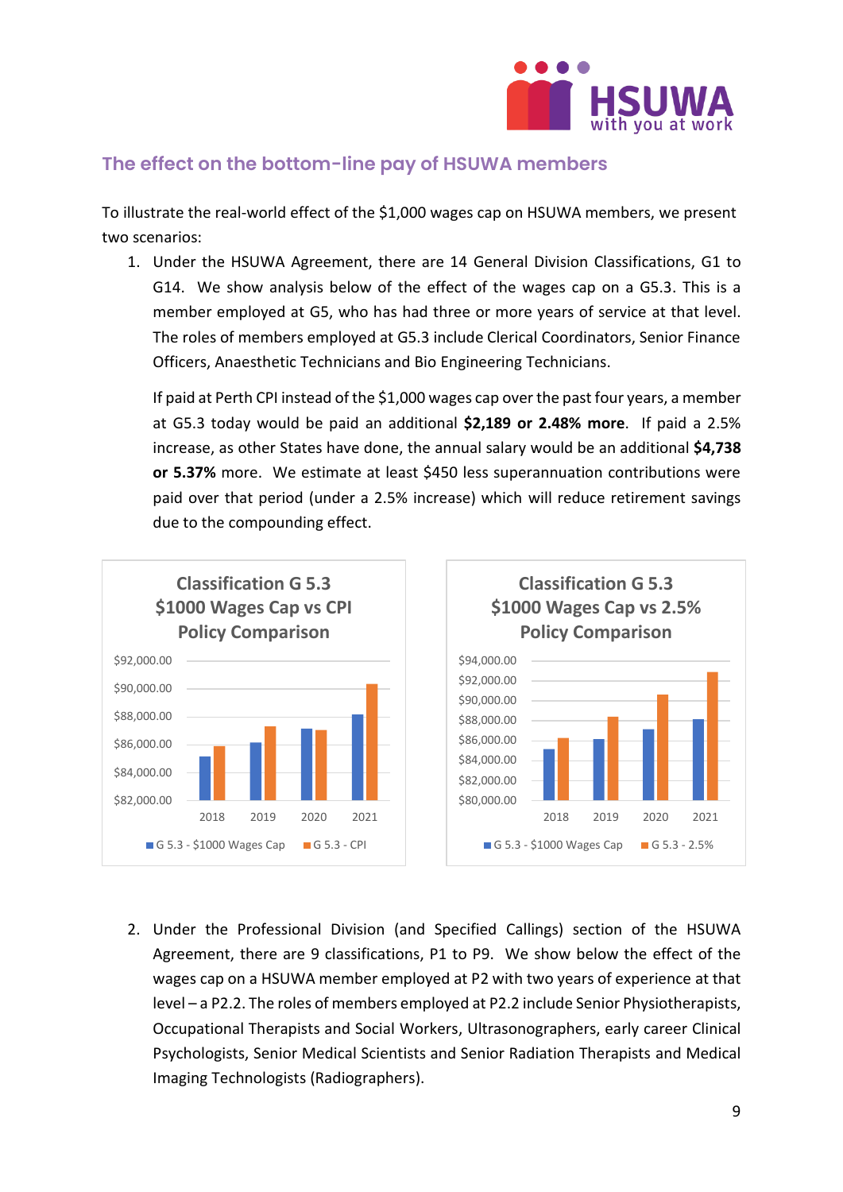## The effect on the bottom-line pay of HSUWA members

To illustrate the real-world effect of the $1,000 wages cap on HSUWA members, we present two scenarios:

1. Under the HSUWA Agreement, there are 14 General Division Classifications, G1 to G14. We show analysis below of the effect of the wages cap on a G5.3. This is a member employed at G5, who has had three or more years of service at that level. The roles of members employed at G5.3 include Clerical Coordinators, Senior Finance Officers, Anaesthetic Technicians and Bio Engineering Technicians.

   If paid at Perth CPI instead of the $1,000 wages cap over the past four years, a member at G5.3 today would be paid an additional **$2,189 or 2.48% more**. If paid a 2.5% increase, as other States have done, the annual salary would be an additional **$4,738 or 5.37%** more. We estimate at least $450 less superannuation contributions were paid over that period (under a 2.5% increase) which will reduce retirement savings due to the compounding effect.

**Classification G 5.3 $1000 Wages Cap vs CPI Policy Comparison**

Legend: G 5.3 - $1000 Wages Cap; G 5.3 - CPI (years 2018–2021; axis $82,000.00 – $92,000.00)

**Classification G 5.3 $1000 Wages Cap vs 2.5% Policy Comparison**

Legend: G 5.3 - $1000 Wages Cap; G 5.3 - 2.5% (years 2018–2021; axis $80,000.00 – $94,000.00)

2. Under the Professional Division (and Specified Callings) section of the HSUWA Agreement, there are 9 classifications, P1 to P9. We show below the effect of the wages cap on a HSUWA member employed at P2 with two years of experience at that level – a P2.2. The roles of members employed at P2.2 include Senior Physiotherapists, Occupational Therapists and Social Workers, Ultrasonographers, early career Clinical Psychologists, Senior Medical Scientists and Senior Radiation Therapists and Medical Imaging Technologists (Radiographers).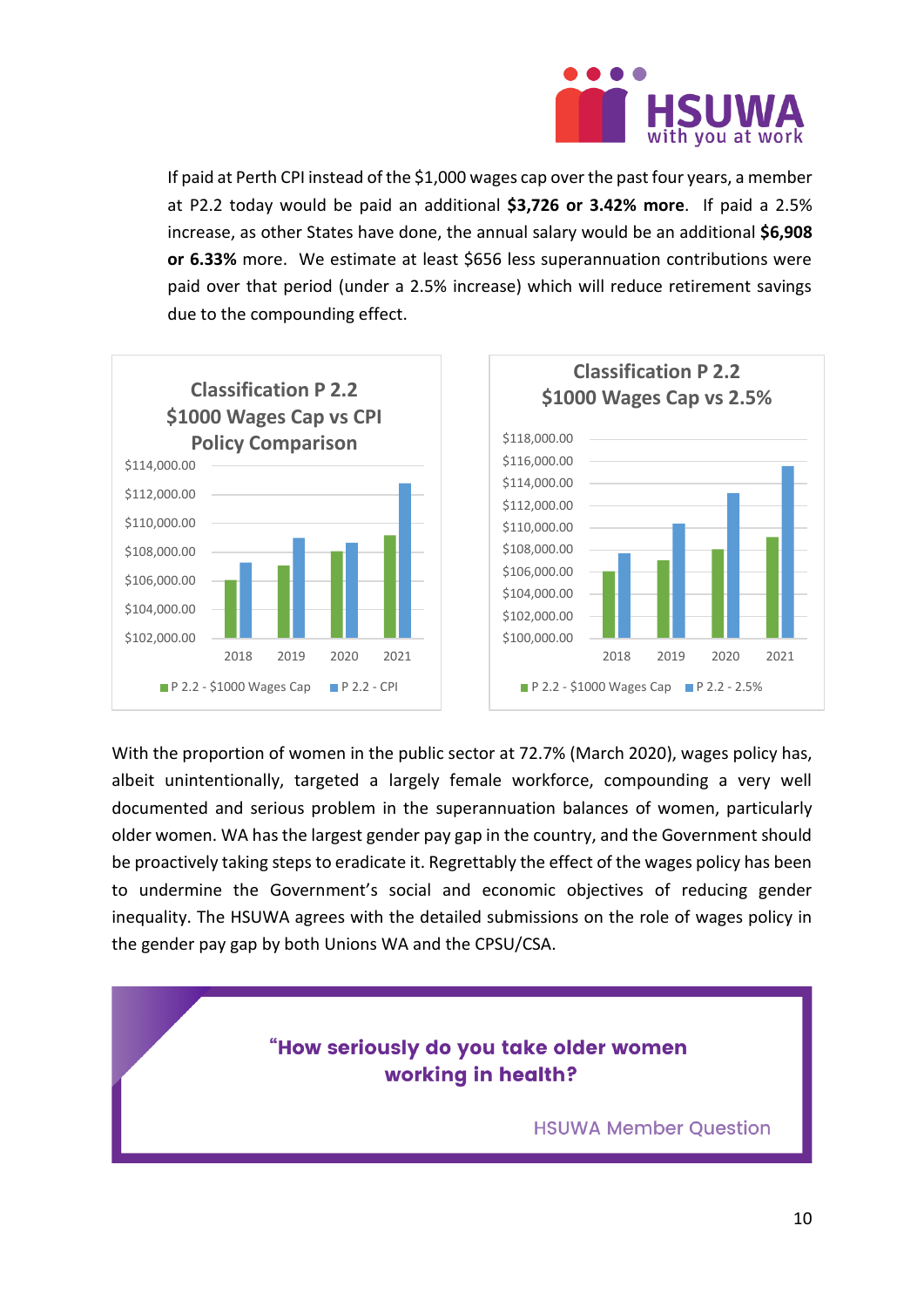If paid at Perth CPI instead of the $1,000 wages cap over the past four years, a member at P2.2 today would be paid an additional **$3,726 or 3.42% more**. If paid a 2.5% increase, as other States have done, the annual salary would be an additional **$6,908 or 6.33%** more. We estimate at least $656 less superannuation contributions were paid over that period (under a 2.5% increase) which will reduce retirement savings due to the compounding effect.

**Classification P 2.2 $1000 Wages Cap vs CPI Policy Comparison**

P 2.2 - $1000 Wages Cap | P 2.2 - CPI

**Classification P 2.2 $1000 Wages Cap vs 2.5%**

P 2.2 - $1000 Wages Cap | P 2.2 - 2.5%

With the proportion of women in the public sector at 72.7% (March 2020), wages policy has, albeit unintentionally, targeted a largely female workforce, compounding a very well documented and serious problem in the superannuation balances of women, particularly older women. WA has the largest gender pay gap in the country, and the Government should be proactively taking steps to eradicate it. Regrettably the effect of the wages policy has been to undermine the Government's social and economic objectives of reducing gender inequality. The HSUWA agrees with the detailed submissions on the role of wages policy in the gender pay gap by both Unions WA and the CPSU/CSA.

> **"How seriously do you take older women working in health?**
>
> HSUWA Member Question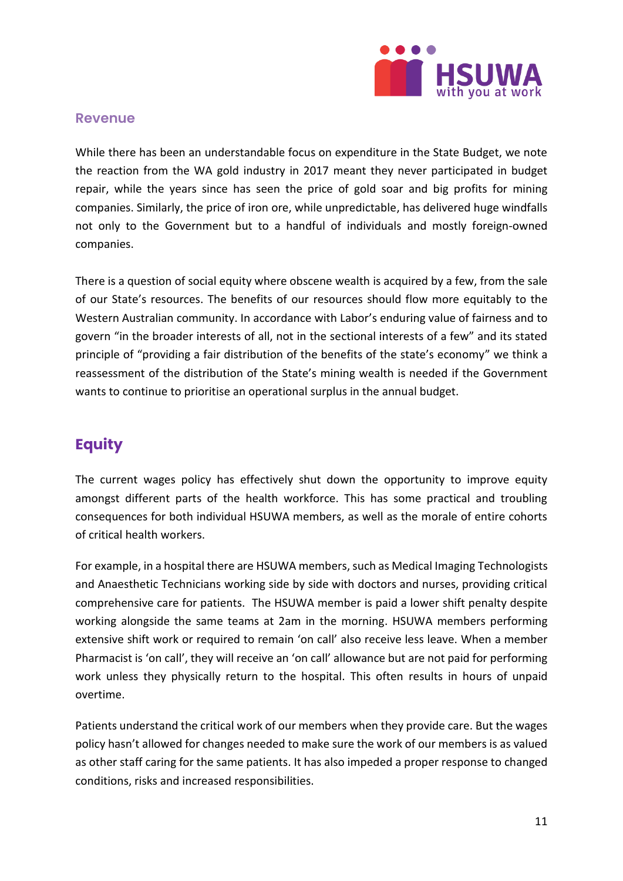### Revenue

While there has been an understandable focus on expenditure in the State Budget, we note the reaction from the WA gold industry in 2017 meant they never participated in budget repair, while the years since has seen the price of gold soar and big profits for mining companies. Similarly, the price of iron ore, while unpredictable, has delivered huge windfalls not only to the Government but to a handful of individuals and mostly foreign-owned companies.

There is a question of social equity where obscene wealth is acquired by a few, from the sale of our State's resources. The benefits of our resources should flow more equitably to the Western Australian community. In accordance with Labor's enduring value of fairness and to govern "in the broader interests of all, not in the sectional interests of a few" and its stated principle of "providing a fair distribution of the benefits of the state's economy" we think a reassessment of the distribution of the State's mining wealth is needed if the Government wants to continue to prioritise an operational surplus in the annual budget.

## Equity

The current wages policy has effectively shut down the opportunity to improve equity amongst different parts of the health workforce. This has some practical and troubling consequences for both individual HSUWA members, as well as the morale of entire cohorts of critical health workers.

For example, in a hospital there are HSUWA members, such as Medical Imaging Technologists and Anaesthetic Technicians working side by side with doctors and nurses, providing critical comprehensive care for patients. The HSUWA member is paid a lower shift penalty despite working alongside the same teams at 2am in the morning. HSUWA members performing extensive shift work or required to remain 'on call' also receive less leave. When a member Pharmacist is 'on call', they will receive an 'on call' allowance but are not paid for performing work unless they physically return to the hospital. This often results in hours of unpaid overtime.

Patients understand the critical work of our members when they provide care. But the wages policy hasn't allowed for changes needed to make sure the work of our members is as valued as other staff caring for the same patients. It has also impeded a proper response to changed conditions, risks and increased responsibilities.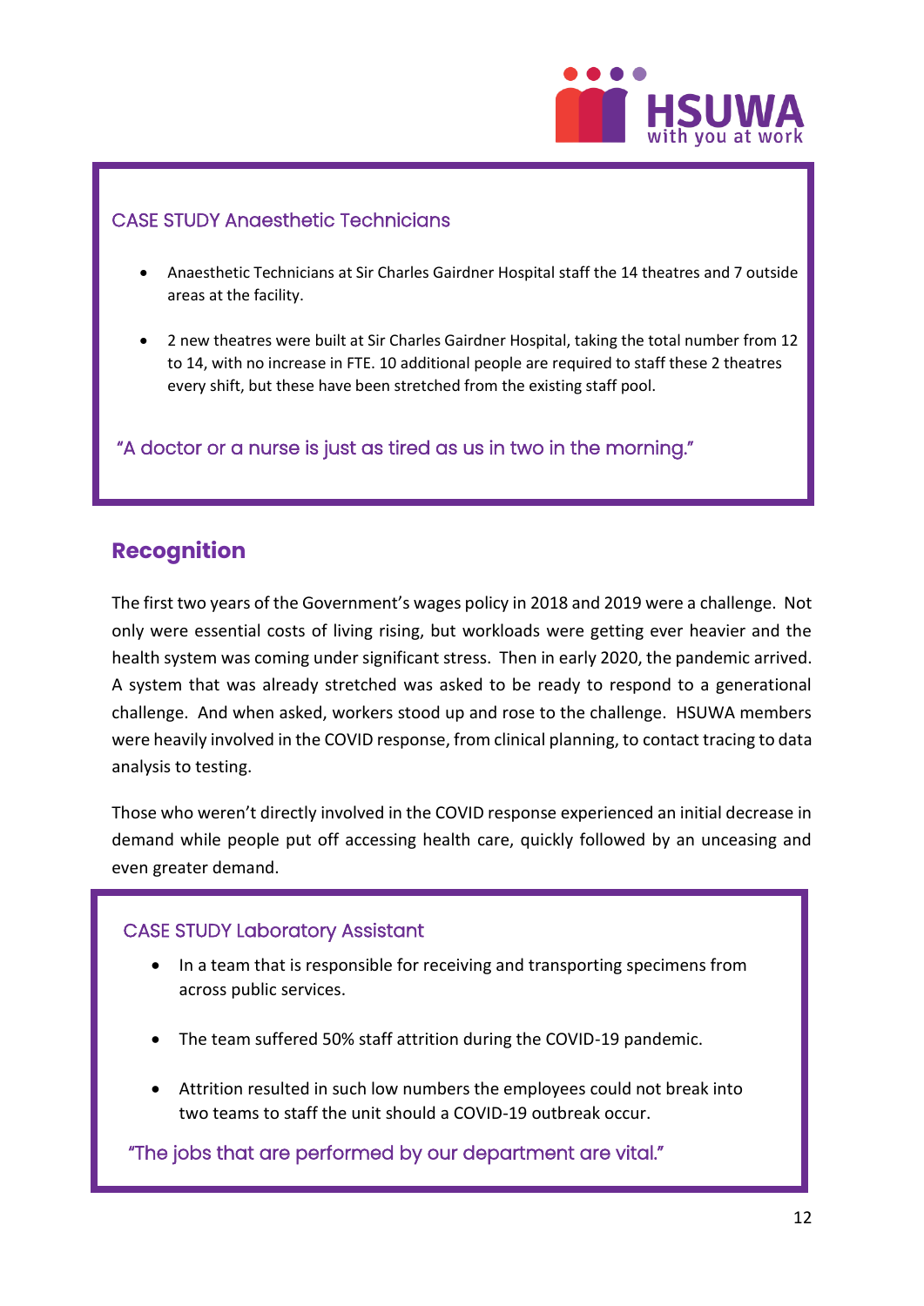### CASE STUDY Anaesthetic Technicians

- Anaesthetic Technicians at Sir Charles Gairdner Hospital staff the 14 theatres and 7 outside areas at the facility.
- 2 new theatres were built at Sir Charles Gairdner Hospital, taking the total number from 12 to 14, with no increase in FTE. 10 additional people are required to staff these 2 theatres every shift, but these have been stretched from the existing staff pool.

"A doctor or a nurse is just as tired as us in two in the morning."

## Recognition

The first two years of the Government's wages policy in 2018 and 2019 were a challenge. Not only were essential costs of living rising, but workloads were getting ever heavier and the health system was coming under significant stress. Then in early 2020, the pandemic arrived. A system that was already stretched was asked to be ready to respond to a generational challenge. And when asked, workers stood up and rose to the challenge. HSUWA members were heavily involved in the COVID response, from clinical planning, to contact tracing to data analysis to testing.

Those who weren't directly involved in the COVID response experienced an initial decrease in demand while people put off accessing health care, quickly followed by an unceasing and even greater demand.

### CASE STUDY Laboratory Assistant

- In a team that is responsible for receiving and transporting specimens from across public services.
- The team suffered 50% staff attrition during the COVID-19 pandemic.
- Attrition resulted in such low numbers the employees could not break into two teams to staff the unit should a COVID-19 outbreak occur.

"The jobs that are performed by our department are vital."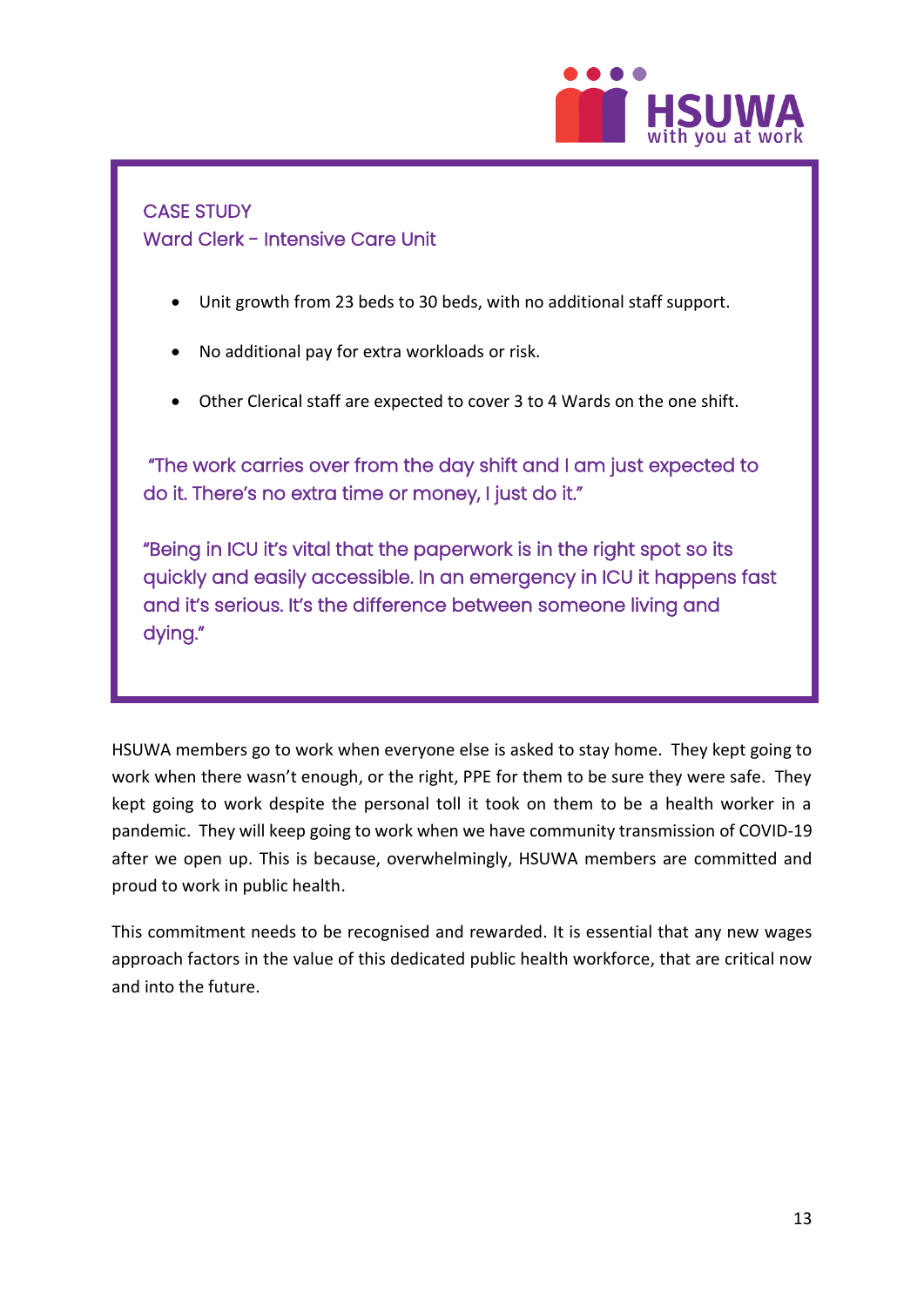CASE STUDY
Ward Clerk - Intensive Care Unit

- Unit growth from 23 beds to 30 beds, with no additional staff support.
- No additional pay for extra workloads or risk.
- Other Clerical staff are expected to cover 3 to 4 Wards on the one shift.

"The work carries over from the day shift and I am just expected to do it. There's no extra time or money, I just do it."

"Being in ICU it's vital that the paperwork is in the right spot so its quickly and easily accessible. In an emergency in ICU it happens fast and it's serious. It's the difference between someone living and dying."

HSUWA members go to work when everyone else is asked to stay home. They kept going to work when there wasn't enough, or the right, PPE for them to be sure they were safe. They kept going to work despite the personal toll it took on them to be a health worker in a pandemic. They will keep going to work when we have community transmission of COVID-19 after we open up. This is because, overwhelmingly, HSUWA members are committed and proud to work in public health.

This commitment needs to be recognised and rewarded. It is essential that any new wages approach factors in the value of this dedicated public health workforce, that are critical now and into the future.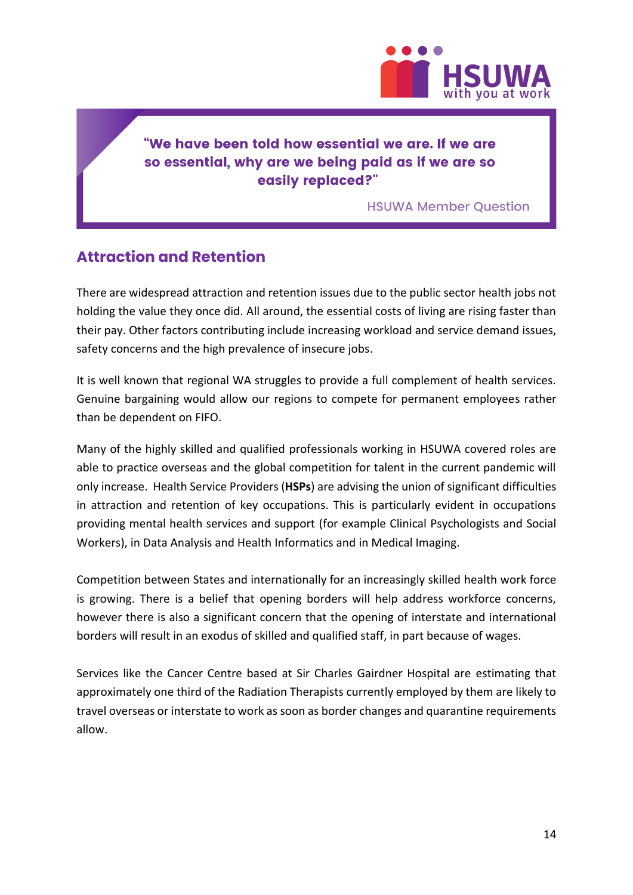> **"We have been told how essential we are. If we are so essential, why are we being paid as if we are so easily replaced?"**
>
> HSUWA Member Question

## Attraction and Retention

There are widespread attraction and retention issues due to the public sector health jobs not holding the value they once did. All around, the essential costs of living are rising faster than their pay. Other factors contributing include increasing workload and service demand issues, safety concerns and the high prevalence of insecure jobs.

It is well known that regional WA struggles to provide a full complement of health services. Genuine bargaining would allow our regions to compete for permanent employees rather than be dependent on FIFO.

Many of the highly skilled and qualified professionals working in HSUWA covered roles are able to practice overseas and the global competition for talent in the current pandemic will only increase. Health Service Providers (**HSPs**) are advising the union of significant difficulties in attraction and retention of key occupations. This is particularly evident in occupations providing mental health services and support (for example Clinical Psychologists and Social Workers), in Data Analysis and Health Informatics and in Medical Imaging.

Competition between States and internationally for an increasingly skilled health work force is growing. There is a belief that opening borders will help address workforce concerns, however there is also a significant concern that the opening of interstate and international borders will result in an exodus of skilled and qualified staff, in part because of wages.

Services like the Cancer Centre based at Sir Charles Gairdner Hospital are estimating that approximately one third of the Radiation Therapists currently employed by them are likely to travel overseas or interstate to work as soon as border changes and quarantine requirements allow.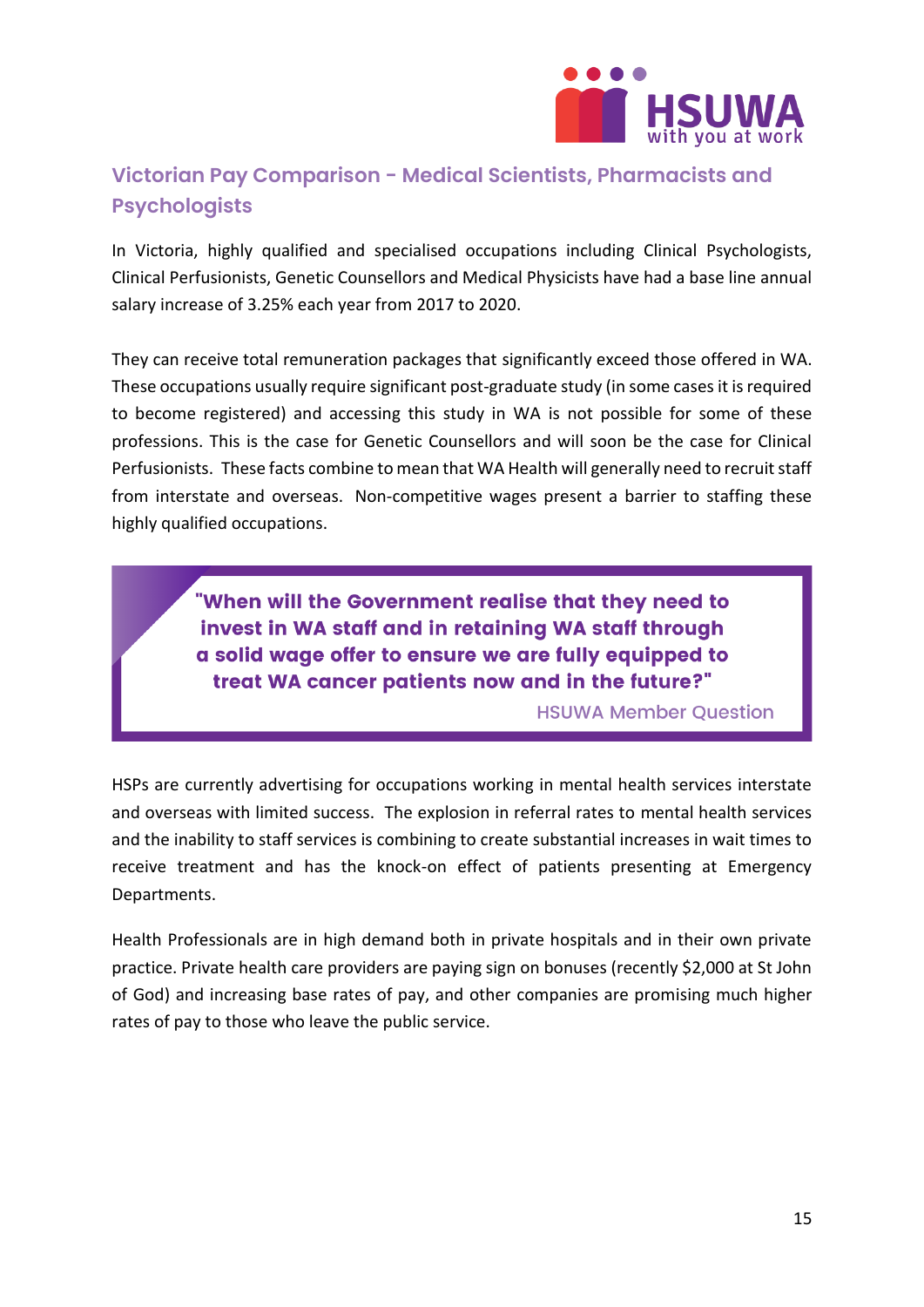## Victorian Pay Comparison - Medical Scientists, Pharmacists and Psychologists

In Victoria, highly qualified and specialised occupations including Clinical Psychologists, Clinical Perfusionists, Genetic Counsellors and Medical Physicists have had a base line annual salary increase of 3.25% each year from 2017 to 2020.

They can receive total remuneration packages that significantly exceed those offered in WA. These occupations usually require significant post-graduate study (in some cases it is required to become registered) and accessing this study in WA is not possible for some of these professions. This is the case for Genetic Counsellors and will soon be the case for Clinical Perfusionists. These facts combine to mean that WA Health will generally need to recruit staff from interstate and overseas. Non-competitive wages present a barrier to staffing these highly qualified occupations.

> **"When will the Government realise that they need to invest in WA staff and in retaining WA staff through a solid wage offer to ensure we are fully equipped to treat WA cancer patients now and in the future?"**
>
> HSUWA Member Question

HSPs are currently advertising for occupations working in mental health services interstate and overseas with limited success. The explosion in referral rates to mental health services and the inability to staff services is combining to create substantial increases in wait times to receive treatment and has the knock-on effect of patients presenting at Emergency Departments.

Health Professionals are in high demand both in private hospitals and in their own private practice. Private health care providers are paying sign on bonuses (recently $2,000 at St John of God) and increasing base rates of pay, and other companies are promising much higher rates of pay to those who leave the public service.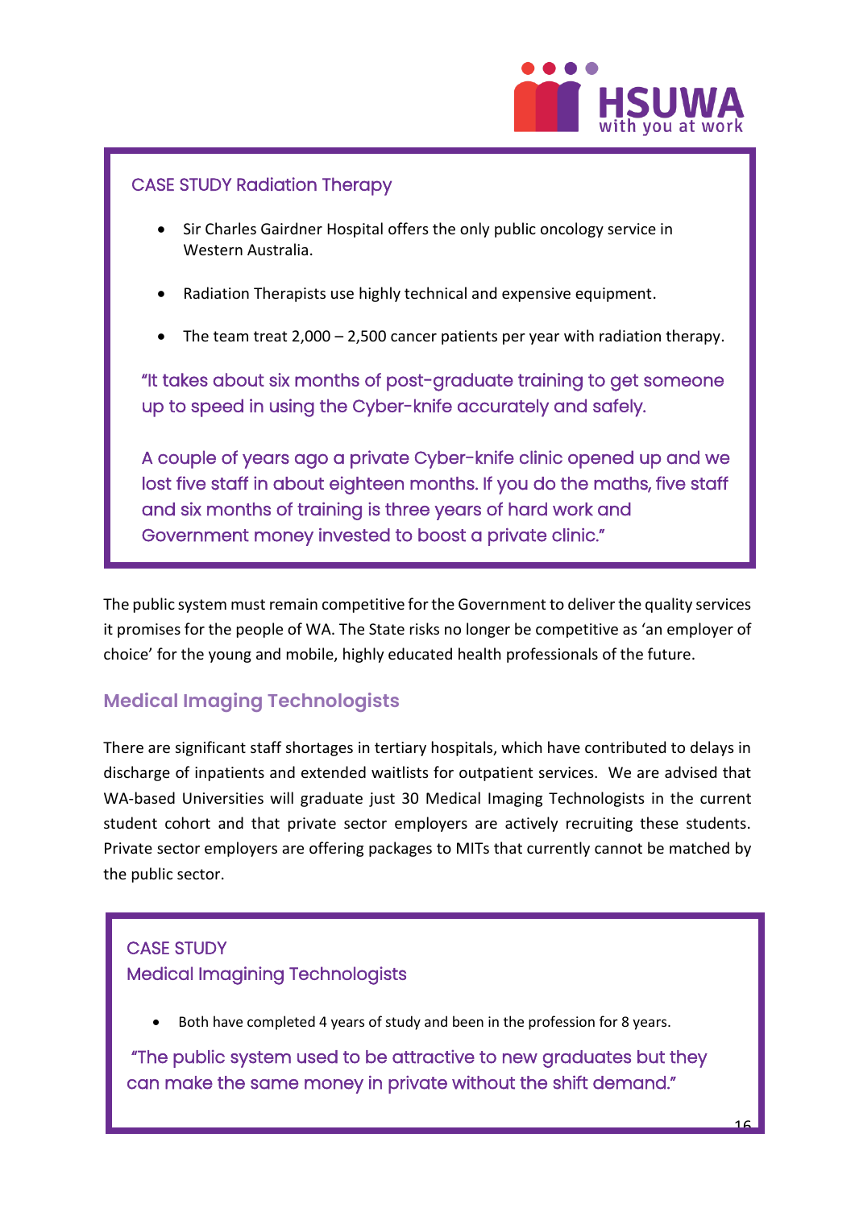### CASE STUDY Radiation Therapy

- Sir Charles Gairdner Hospital offers the only public oncology service in Western Australia.
- Radiation Therapists use highly technical and expensive equipment.
- The team treat 2,000 – 2,500 cancer patients per year with radiation therapy.

"It takes about six months of post-graduate training to get someone up to speed in using the Cyber-knife accurately and safely.

A couple of years ago a private Cyber-knife clinic opened up and we lost five staff in about eighteen months. If you do the maths, five staff and six months of training is three years of hard work and Government money invested to boost a private clinic."

The public system must remain competitive for the Government to deliver the quality services it promises for the people of WA. The State risks no longer be competitive as 'an employer of choice' for the young and mobile, highly educated health professionals of the future.

## Medical Imaging Technologists

There are significant staff shortages in tertiary hospitals, which have contributed to delays in discharge of inpatients and extended waitlists for outpatient services. We are advised that WA-based Universities will graduate just 30 Medical Imaging Technologists in the current student cohort and that private sector employers are actively recruiting these students. Private sector employers are offering packages to MITs that currently cannot be matched by the public sector.

### CASE STUDY
### Medical Imagining Technologists

- Both have completed 4 years of study and been in the profession for 8 years.

"The public system used to be attractive to new graduates but they can make the same money in private without the shift demand."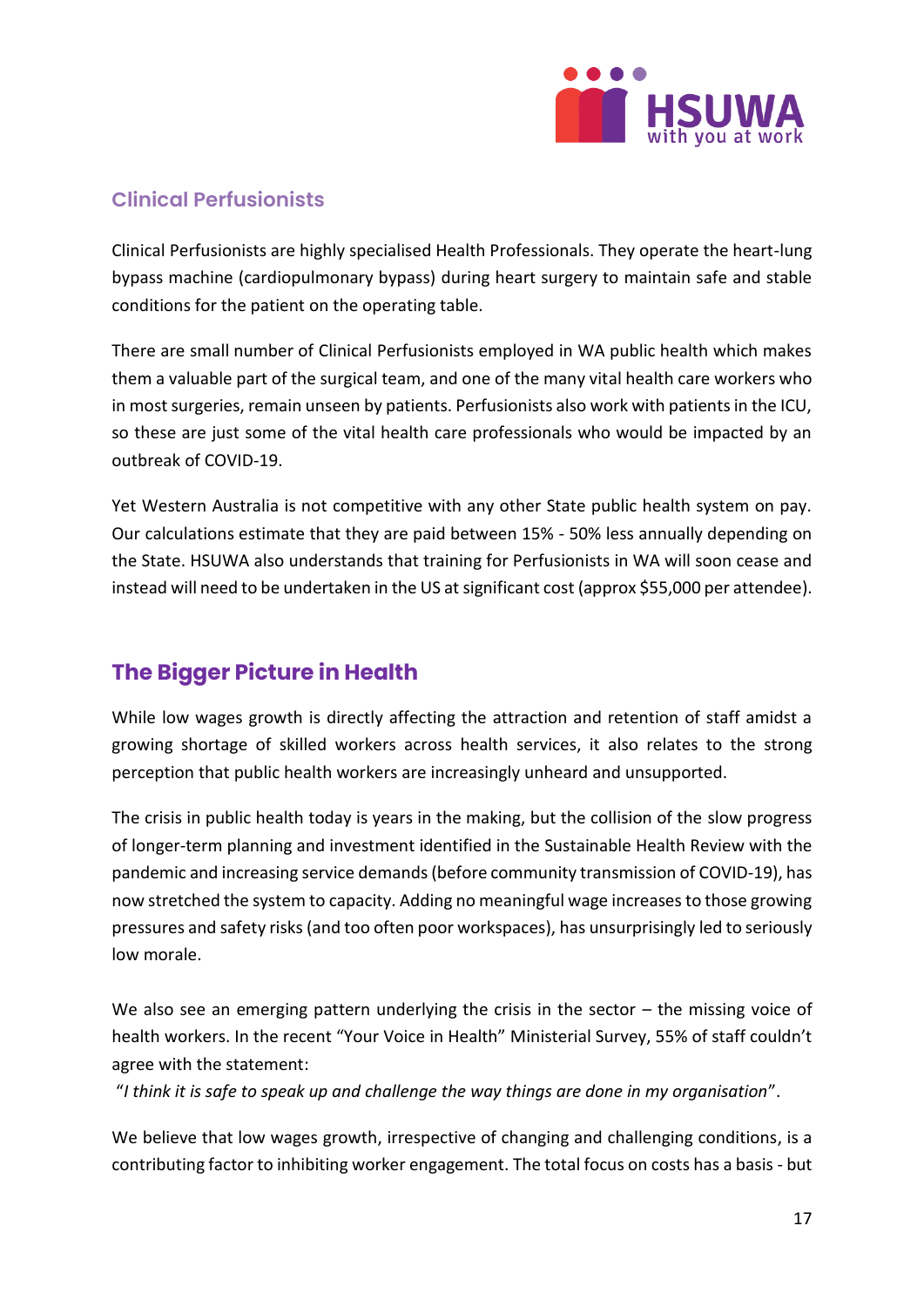### Clinical Perfusionists

Clinical Perfusionists are highly specialised Health Professionals. They operate the heart-lung bypass machine (cardiopulmonary bypass) during heart surgery to maintain safe and stable conditions for the patient on the operating table.

There are small number of Clinical Perfusionists employed in WA public health which makes them a valuable part of the surgical team, and one of the many vital health care workers who in most surgeries, remain unseen by patients. Perfusionists also work with patients in the ICU, so these are just some of the vital health care professionals who would be impacted by an outbreak of COVID-19.

Yet Western Australia is not competitive with any other State public health system on pay. Our calculations estimate that they are paid between 15% - 50% less annually depending on the State. HSUWA also understands that training for Perfusionists in WA will soon cease and instead will need to be undertaken in the US at significant cost (approx $55,000 per attendee).

## The Bigger Picture in Health

While low wages growth is directly affecting the attraction and retention of staff amidst a growing shortage of skilled workers across health services, it also relates to the strong perception that public health workers are increasingly unheard and unsupported.

The crisis in public health today is years in the making, but the collision of the slow progress of longer-term planning and investment identified in the Sustainable Health Review with the pandemic and increasing service demands (before community transmission of COVID-19), has now stretched the system to capacity. Adding no meaningful wage increases to those growing pressures and safety risks (and too often poor workspaces), has unsurprisingly led to seriously low morale.

We also see an emerging pattern underlying the crisis in the sector – the missing voice of health workers. In the recent "Your Voice in Health" Ministerial Survey, 55% of staff couldn't agree with the statement:
"*I think it is safe to speak up and challenge the way things are done in my organisation*".

We believe that low wages growth, irrespective of changing and challenging conditions, is a contributing factor to inhibiting worker engagement. The total focus on costs has a basis - but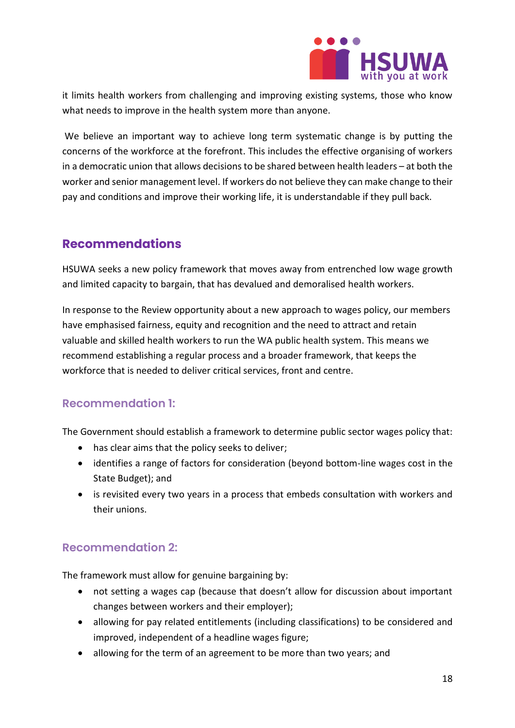it limits health workers from challenging and improving existing systems, those who know what needs to improve in the health system more than anyone.

We believe an important way to achieve long term systematic change is by putting the concerns of the workforce at the forefront. This includes the effective organising of workers in a democratic union that allows decisions to be shared between health leaders – at both the worker and senior management level. If workers do not believe they can make change to their pay and conditions and improve their working life, it is understandable if they pull back.

## Recommendations

HSUWA seeks a new policy framework that moves away from entrenched low wage growth and limited capacity to bargain, that has devalued and demoralised health workers.

In response to the Review opportunity about a new approach to wages policy, our members have emphasised fairness, equity and recognition and the need to attract and retain valuable and skilled health workers to run the WA public health system. This means we recommend establishing a regular process and a broader framework, that keeps the workforce that is needed to deliver critical services, front and centre.

### Recommendation 1:

The Government should establish a framework to determine public sector wages policy that:

- has clear aims that the policy seeks to deliver;
- identifies a range of factors for consideration (beyond bottom-line wages cost in the State Budget); and
- is revisited every two years in a process that embeds consultation with workers and their unions.

### Recommendation 2:

The framework must allow for genuine bargaining by:

- not setting a wages cap (because that doesn't allow for discussion about important changes between workers and their employer);
- allowing for pay related entitlements (including classifications) to be considered and improved, independent of a headline wages figure;
- allowing for the term of an agreement to be more than two years; and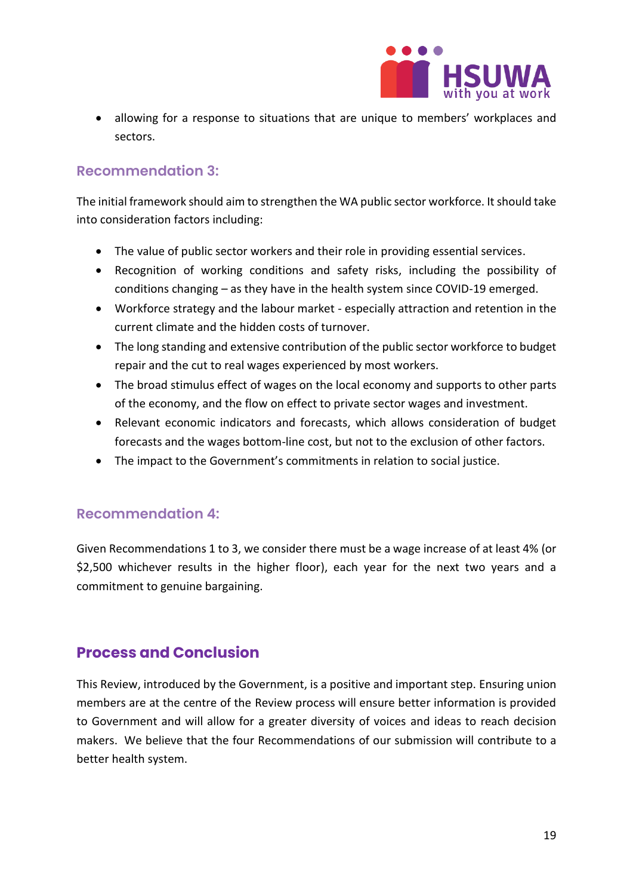- allowing for a response to situations that are unique to members' workplaces and sectors.

### Recommendation 3:

The initial framework should aim to strengthen the WA public sector workforce. It should take into consideration factors including:

- The value of public sector workers and their role in providing essential services.
- Recognition of working conditions and safety risks, including the possibility of conditions changing – as they have in the health system since COVID-19 emerged.
- Workforce strategy and the labour market - especially attraction and retention in the current climate and the hidden costs of turnover.
- The long standing and extensive contribution of the public sector workforce to budget repair and the cut to real wages experienced by most workers.
- The broad stimulus effect of wages on the local economy and supports to other parts of the economy, and the flow on effect to private sector wages and investment.
- Relevant economic indicators and forecasts, which allows consideration of budget forecasts and the wages bottom-line cost, but not to the exclusion of other factors.
- The impact to the Government's commitments in relation to social justice.

### Recommendation 4:

Given Recommendations 1 to 3, we consider there must be a wage increase of at least 4% (or $2,500 whichever results in the higher floor), each year for the next two years and a commitment to genuine bargaining.

## Process and Conclusion

This Review, introduced by the Government, is a positive and important step. Ensuring union members are at the centre of the Review process will ensure better information is provided to Government and will allow for a greater diversity of voices and ideas to reach decision makers. We believe that the four Recommendations of our submission will contribute to a better health system.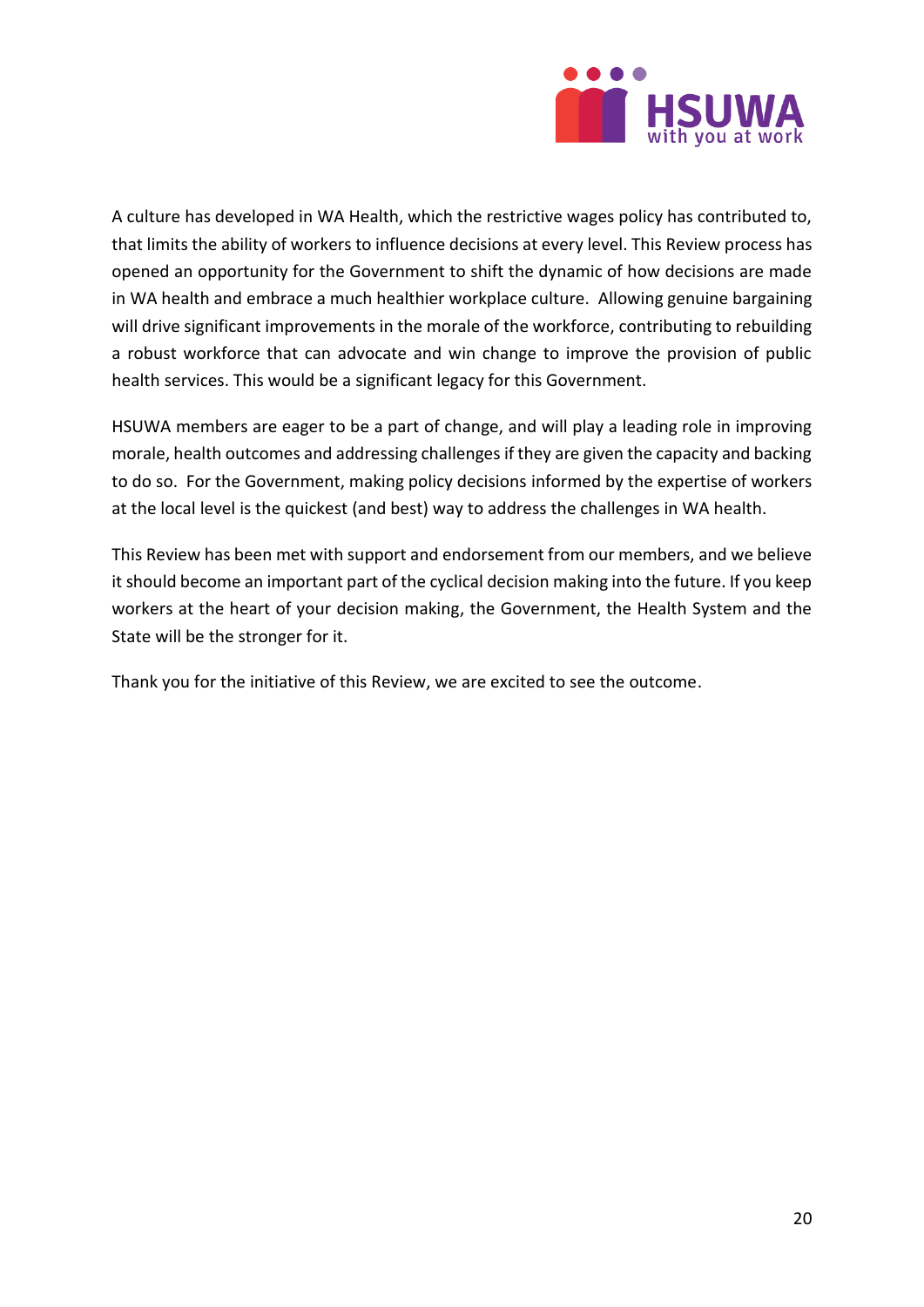A culture has developed in WA Health, which the restrictive wages policy has contributed to, that limits the ability of workers to influence decisions at every level. This Review process has opened an opportunity for the Government to shift the dynamic of how decisions are made in WA health and embrace a much healthier workplace culture. Allowing genuine bargaining will drive significant improvements in the morale of the workforce, contributing to rebuilding a robust workforce that can advocate and win change to improve the provision of public health services. This would be a significant legacy for this Government.

HSUWA members are eager to be a part of change, and will play a leading role in improving morale, health outcomes and addressing challenges if they are given the capacity and backing to do so. For the Government, making policy decisions informed by the expertise of workers at the local level is the quickest (and best) way to address the challenges in WA health.

This Review has been met with support and endorsement from our members, and we believe it should become an important part of the cyclical decision making into the future. If you keep workers at the heart of your decision making, the Government, the Health System and the State will be the stronger for it.

Thank you for the initiative of this Review, we are excited to see the outcome.